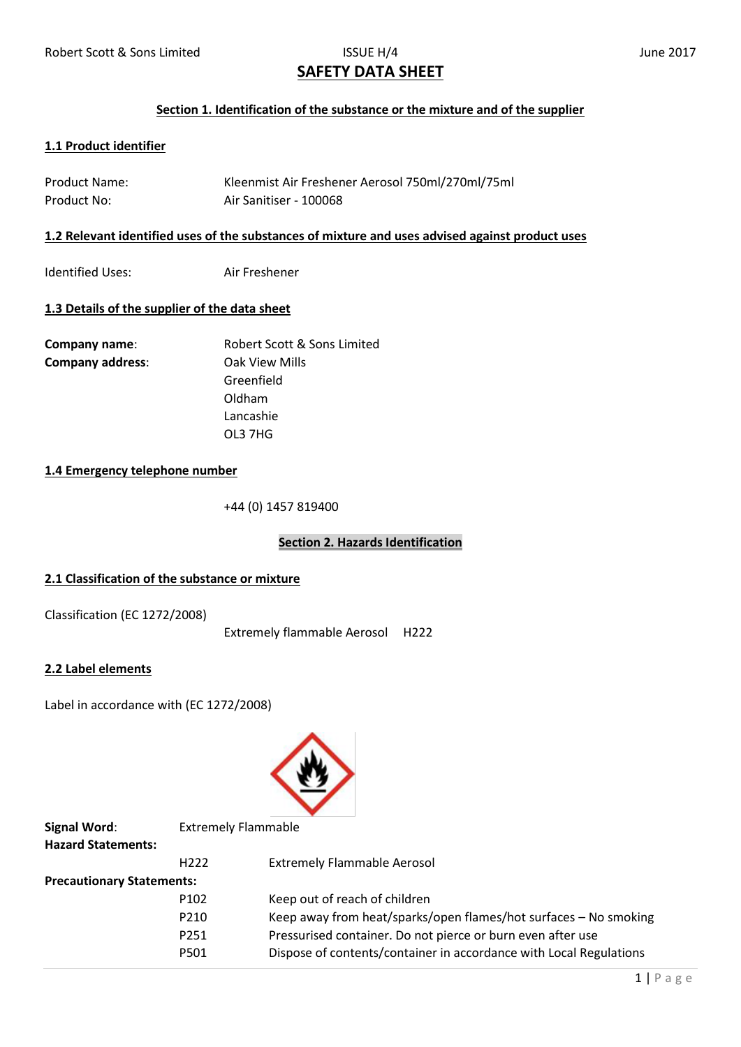# SAFETY DATA SHEET

## Section 1. Identification of the substance or the mixture and of the supplier

### 1.1 Product identifier

| | |
|---|---|
| Product Name: | Kleenmist Air Freshener Aerosol 750ml/270ml/75ml |
| Product No: | Air Sanitiser - 100068 |

### 1.2 Relevant identified uses of the substances of mixture and uses advised against product uses

Identified Uses: Air Freshener

### 1.3 Details of the supplier of the data sheet

**Company name**: Robert Scott & Sons Limited

**Company address**: Oak View Mills
Greenfield
Oldham
Lancashie
OL3 7HG

### 1.4 Emergency telephone number

+44 (0) 1457 819400

## Section 2. Hazards Identification

### 2.1 Classification of the substance or mixture

Classification (EC 1272/2008)

Extremely flammable Aerosol H222

### 2.2 Label elements

Label in accordance with (EC 1272/2008)

**Signal Word**: Extremely Flammable

**Hazard Statements:**

| | |
|---|---|
| H222 | Extremely Flammable Aerosol |

**Precautionary Statements:**

| | |
|---|---|
| P102 | Keep out of reach of children |
| P210 | Keep away from heat/sparks/open flames/hot surfaces – No smoking |
| P251 | Pressurised container. Do not pierce or burn even after use |
| P501 | Dispose of contents/container in accordance with Local Regulations |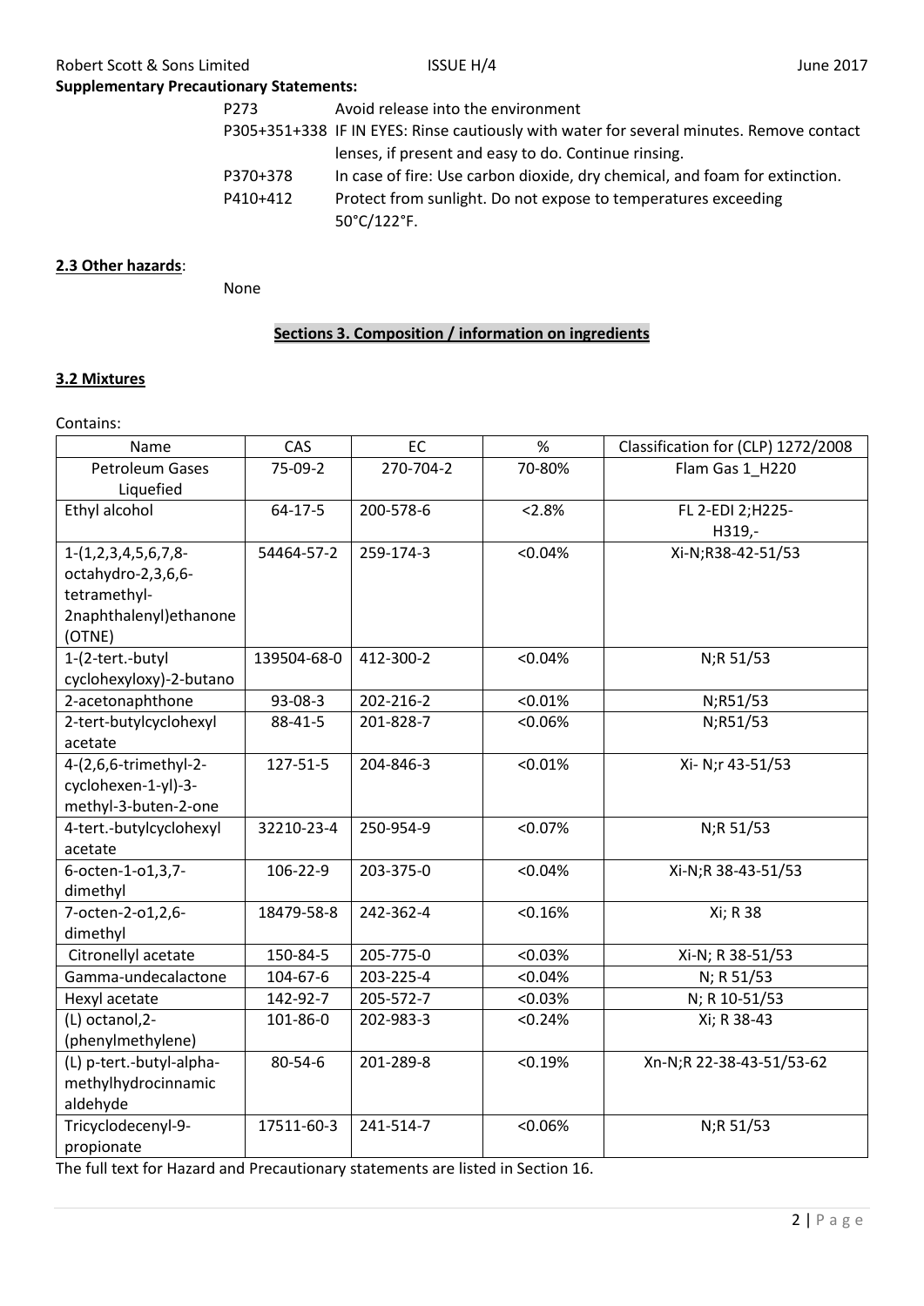**Supplementary Precautionary Statements:**

| | |
|---|---|
| P273 | Avoid release into the environment |
| P305+351+338 | IF IN EYES: Rinse cautiously with water for several minutes. Remove contact lenses, if present and easy to do. Continue rinsing. |
| P370+378 | In case of fire: Use carbon dioxide, dry chemical, and foam for extinction. |
| P410+412 | Protect from sunlight. Do not expose to temperatures exceeding 50°C/122°F. |

**2.3 Other hazards**:

None

## Sections 3. Composition / information on ingredients

### 3.2 Mixtures

Contains:

| Name | CAS | EC | % | Classification for (CLP) 1272/2008 |
|---|---|---|---|---|
| Petroleum Gases Liquefied | 75-09-2 | 270-704-2 | 70-80% | Flam Gas 1_H220 |
| Ethyl alcohol | 64-17-5 | 200-578-6 | <2.8% | FL 2-EDI 2;H225-H319,- |
| 1-(1,2,3,4,5,6,7,8-octahydro-2,3,6,6-tetramethyl-2naphthalenyl)ethanone (OTNE) | 54464-57-2 | 259-174-3 | <0.04% | Xi-N;R38-42-51/53 |
| 1-(2-tert.-butyl cyclohexyloxy)-2-butano | 139504-68-0 | 412-300-2 | <0.04% | N;R 51/53 |
| 2-acetonaphthone | 93-08-3 | 202-216-2 | <0.01% | N;R51/53 |
| 2-tert-butylcyclohexyl acetate | 88-41-5 | 201-828-7 | <0.06% | N;R51/53 |
| 4-(2,6,6-trimethyl-2-cyclohexen-1-yl)-3-methyl-3-buten-2-one | 127-51-5 | 204-846-3 | <0.01% | Xi- N;r 43-51/53 |
| 4-tert.-butylcyclohexyl acetate | 32210-23-4 | 250-954-9 | <0.07% | N;R 51/53 |
| 6-octen-1-o1,3,7-dimethyl | 106-22-9 | 203-375-0 | <0.04% | Xi-N;R 38-43-51/53 |
| 7-octen-2-o1,2,6-dimethyl | 18479-58-8 | 242-362-4 | <0.16% | Xi; R 38 |
| Citronellyl acetate | 150-84-5 | 205-775-0 | <0.03% | Xi-N; R 38-51/53 |
| Gamma-undecalactone | 104-67-6 | 203-225-4 | <0.04% | N; R 51/53 |
| Hexyl acetate | 142-92-7 | 205-572-7 | <0.03% | N; R 10-51/53 |
| (L) octanol,2-(phenylmethylene) | 101-86-0 | 202-983-3 | <0.24% | Xi; R 38-43 |
| (L) p-tert.-butyl-alpha-methylhydrocinnamic aldehyde | 80-54-6 | 201-289-8 | <0.19% | Xn-N;R 22-38-43-51/53-62 |
| Tricyclodecenyl-9-propionate | 17511-60-3 | 241-514-7 | <0.06% | N;R 51/53 |

The full text for Hazard and Precautionary statements are listed in Section 16.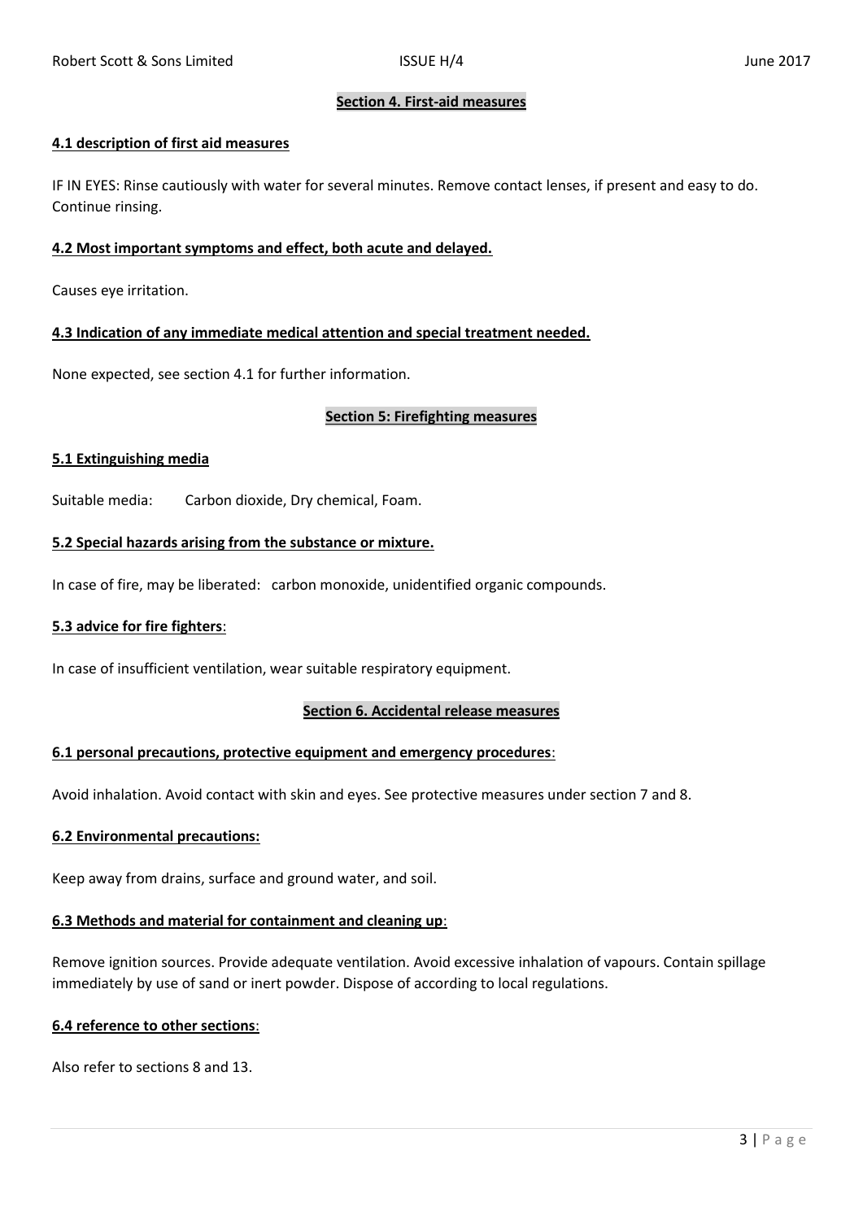## Section 4. First-aid measures

### 4.1 description of first aid measures

IF IN EYES: Rinse cautiously with water for several minutes. Remove contact lenses, if present and easy to do. Continue rinsing.

### 4.2 Most important symptoms and effect, both acute and delayed.

Causes eye irritation.

### 4.3 Indication of any immediate medical attention and special treatment needed.

None expected, see section 4.1 for further information.

## Section 5: Firefighting measures

### 5.1 Extinguishing media

Suitable media: Carbon dioxide, Dry chemical, Foam.

### 5.2 Special hazards arising from the substance or mixture.

In case of fire, may be liberated: carbon monoxide, unidentified organic compounds.

### 5.3 advice for fire fighters:

In case of insufficient ventilation, wear suitable respiratory equipment.

## Section 6. Accidental release measures

### 6.1 personal precautions, protective equipment and emergency procedures:

Avoid inhalation. Avoid contact with skin and eyes. See protective measures under section 7 and 8.

### 6.2 Environmental precautions:

Keep away from drains, surface and ground water, and soil.

### 6.3 Methods and material for containment and cleaning up:

Remove ignition sources. Provide adequate ventilation. Avoid excessive inhalation of vapours. Contain spillage immediately by use of sand or inert powder. Dispose of according to local regulations.

### 6.4 reference to other sections:

Also refer to sections 8 and 13.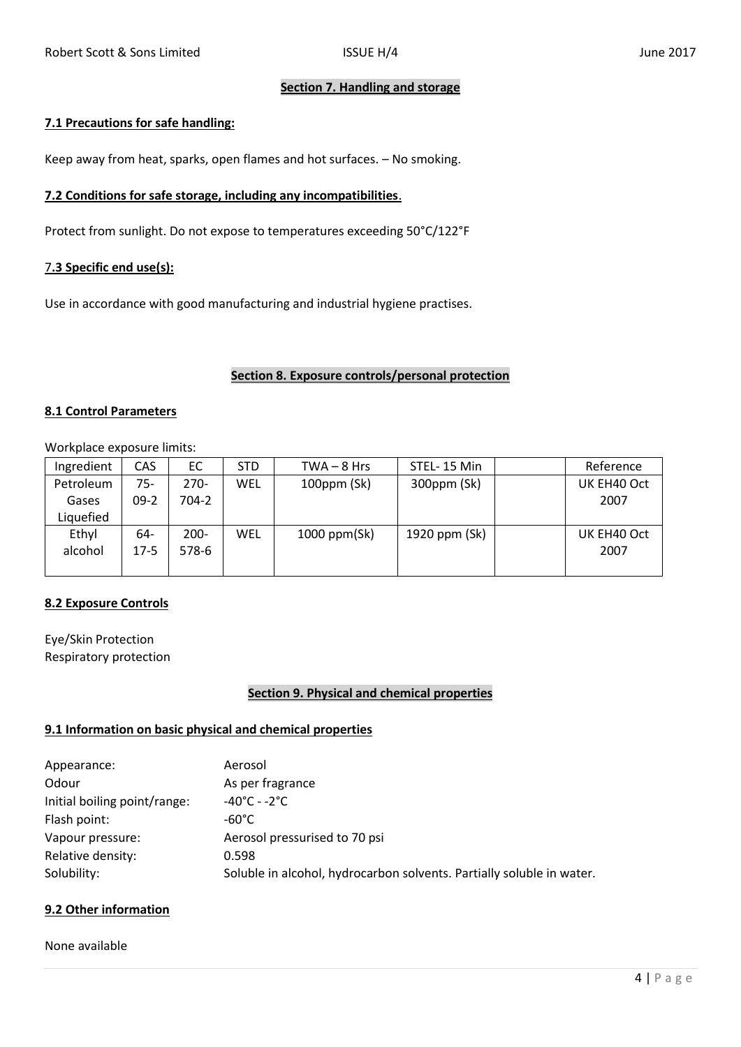## Section 7. Handling and storage

### 7.1 Precautions for safe handling:

Keep away from heat, sparks, open flames and hot surfaces. – No smoking.

### 7.2 Conditions for safe storage, including any incompatibilities.

Protect from sunlight. Do not expose to temperatures exceeding 50°C/122°F

### 7.3 Specific end use(s):

Use in accordance with good manufacturing and industrial hygiene practises.

## Section 8. Exposure controls/personal protection

### 8.1 Control Parameters

Workplace exposure limits:

| Ingredient | CAS | EC | STD | TWA – 8 Hrs | STEL- 15 Min | | Reference |
|---|---|---|---|---|---|---|---|
| Petroleum Gases Liquefied | 75-09-2 | 270-704-2 | WEL | 100ppm (Sk) | 300ppm (Sk) | | UK EH40 Oct 2007 |
| Ethyl alcohol | 64-17-5 | 200-578-6 | WEL | 1000 ppm(Sk) | 1920 ppm (Sk) | | UK EH40 Oct 2007 |

### 8.2 Exposure Controls

Eye/Skin Protection
Respiratory protection

## Section 9. Physical and chemical properties

### 9.1 Information on basic physical and chemical properties

| | |
|---|---|
| Appearance: | Aerosol |
| Odour | As per fragrance |
| Initial boiling point/range: | -40°C - -2°C |
| Flash point: | -60°C |
| Vapour pressure: | Aerosol pressurised to 70 psi |
| Relative density: | 0.598 |
| Solubility: | Soluble in alcohol, hydrocarbon solvents. Partially soluble in water. |

### 9.2 Other information

None available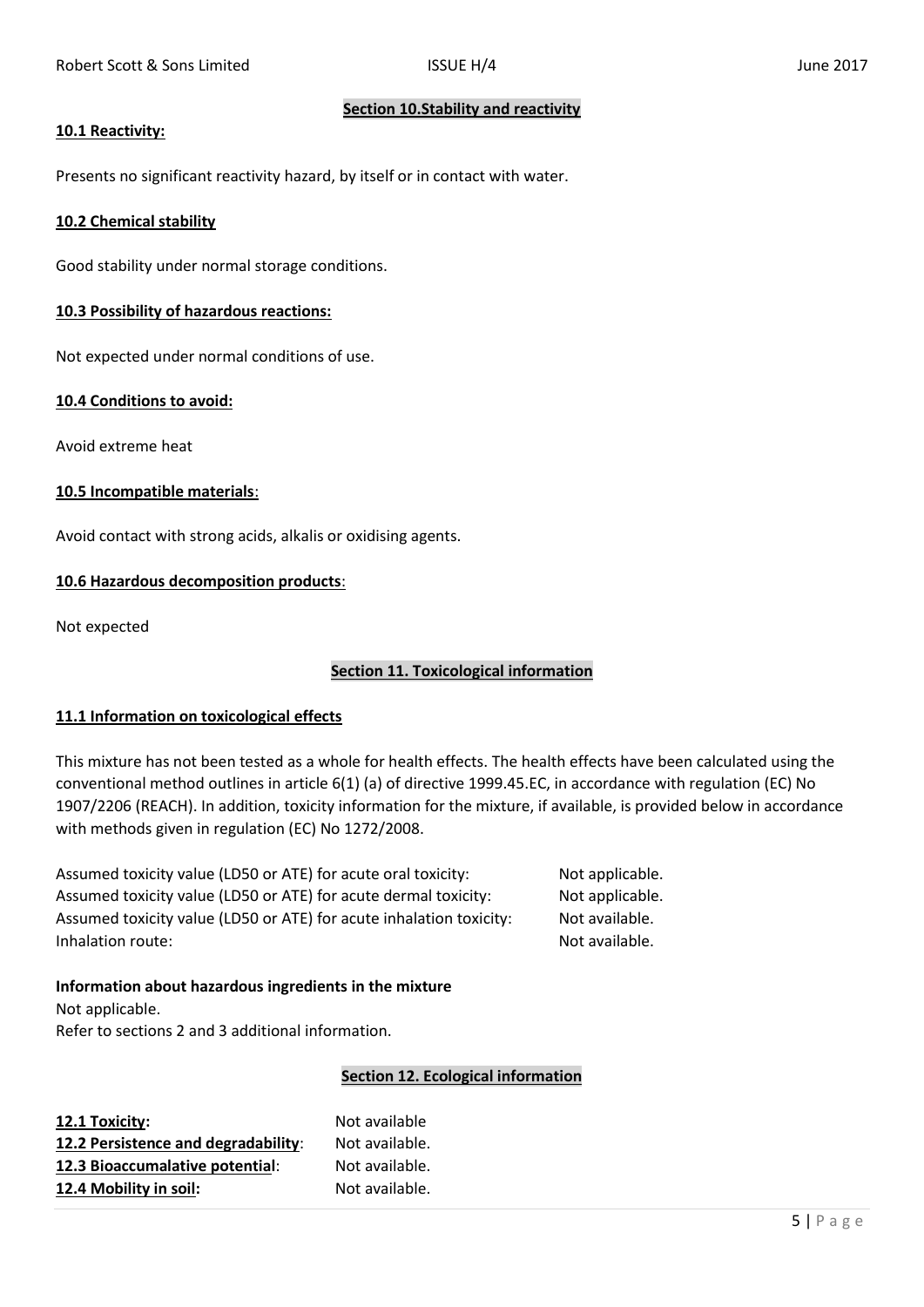## Section 10.Stability and reactivity

### 10.1 Reactivity:

Presents no significant reactivity hazard, by itself or in contact with water.

### 10.2 Chemical stability

Good stability under normal storage conditions.

### 10.3 Possibility of hazardous reactions:

Not expected under normal conditions of use.

### 10.4 Conditions to avoid:

Avoid extreme heat

### 10.5 Incompatible materials:

Avoid contact with strong acids, alkalis or oxidising agents.

### 10.6 Hazardous decomposition products:

Not expected

## Section 11. Toxicological information

### 11.1 Information on toxicological effects

This mixture has not been tested as a whole for health effects. The health effects have been calculated using the conventional method outlines in article 6(1) (a) of directive 1999.45.EC, in accordance with regulation (EC) No 1907/2206 (REACH). In addition, toxicity information for the mixture, if available, is provided below in accordance with methods given in regulation (EC) No 1272/2008.

| | |
|---|---|
| Assumed toxicity value (LD50 or ATE) for acute oral toxicity: | Not applicable. |
| Assumed toxicity value (LD50 or ATE) for acute dermal toxicity: | Not applicable. |
| Assumed toxicity value (LD50 or ATE) for acute inhalation toxicity: | Not available. |
| Inhalation route: | Not available. |

**Information about hazardous ingredients in the mixture**

Not applicable.
Refer to sections 2 and 3 additional information.

## Section 12. Ecological information

| | |
|---|---|
| **12.1 Toxicity:** | Not available |
| **12.2 Persistence and degradability**: | Not available. |
| **12.3 Bioaccumalative potential**: | Not available. |
| **12.4 Mobility in soil:** | Not available. |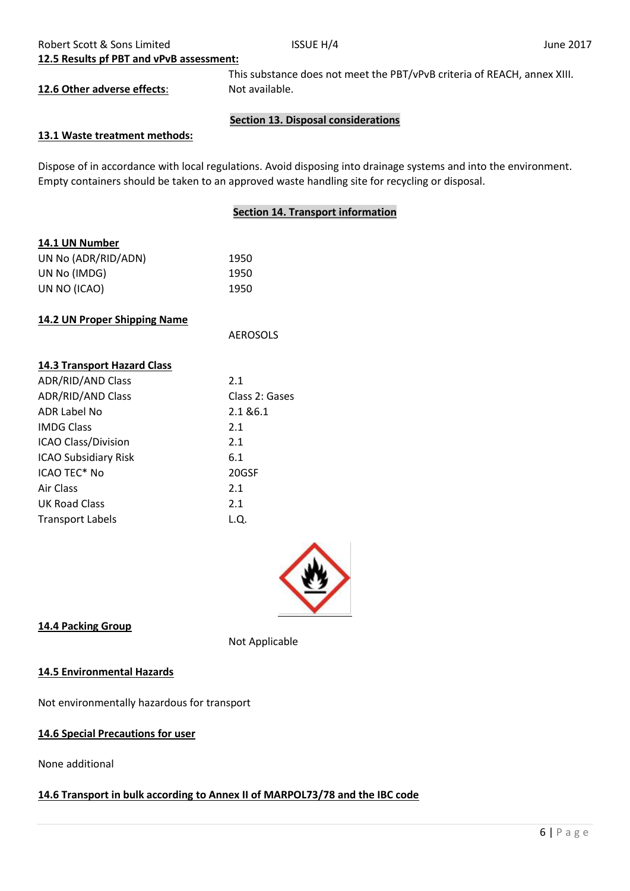**12.5 Results pf PBT and vPvB assessment:**

This substance does not meet the PBT/vPvB criteria of REACH, annex XIII.

**12.6 Other adverse effects**: Not available.

## Section 13. Disposal considerations

**13.1 Waste treatment methods:**

Dispose of in accordance with local regulations. Avoid disposing into drainage systems and into the environment. Empty containers should be taken to an approved waste handling site for recycling or disposal.

## Section 14. Transport information

**14.1 UN Number**

| | |
|---|---|
| UN No (ADR/RID/ADN) | 1950 |
| UN No (IMDG) | 1950 |
| UN NO (ICAO) | 1950 |

**14.2 UN Proper Shipping Name**

AEROSOLS

**14.3 Transport Hazard Class**

| | |
|---|---|
| ADR/RID/AND Class | 2.1 |
| ADR/RID/AND Class | Class 2: Gases |
| ADR Label No | 2.1 &6.1 |
| IMDG Class | 2.1 |
| ICAO Class/Division | 2.1 |
| ICAO Subsidiary Risk | 6.1 |
| ICAO TEC* No | 20GSF |
| Air Class | 2.1 |
| UK Road Class | 2.1 |
| Transport Labels | L.Q. |

**14.4 Packing Group**

Not Applicable

**14.5 Environmental Hazards**

Not environmentally hazardous for transport

**14.6 Special Precautions for user**

None additional

**14.6 Transport in bulk according to Annex II of MARPOL73/78 and the IBC code**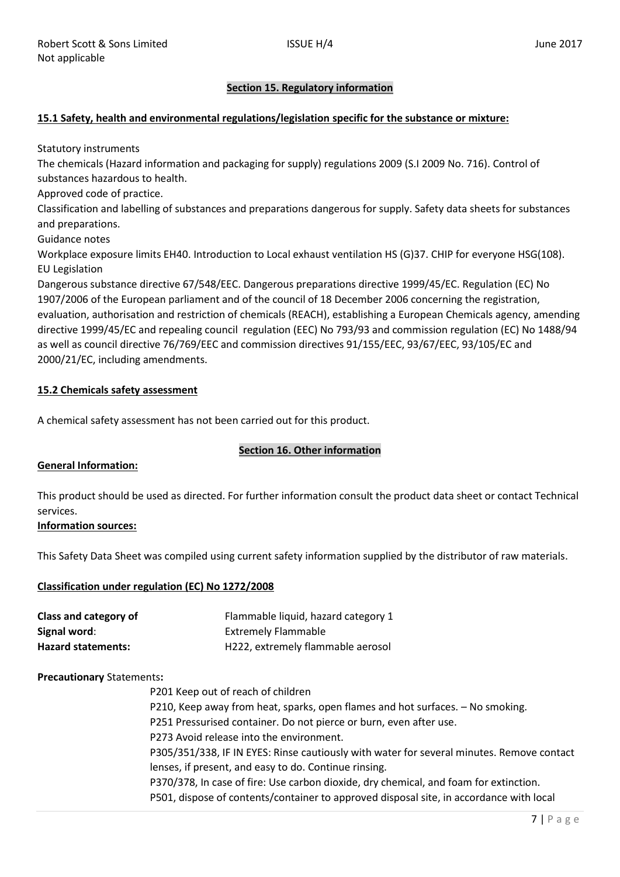Not applicable

## Section 15. Regulatory information

### 15.1 Safety, health and environmental regulations/legislation specific for the substance or mixture:

Statutory instruments

The chemicals (Hazard information and packaging for supply) regulations 2009 (S.I 2009 No. 716). Control of substances hazardous to health.

Approved code of practice.

Classification and labelling of substances and preparations dangerous for supply. Safety data sheets for substances and preparations.

Guidance notes

Workplace exposure limits EH40. Introduction to Local exhaust ventilation HS (G)37. CHIP for everyone HSG(108).

EU Legislation

Dangerous substance directive 67/548/EEC. Dangerous preparations directive 1999/45/EC. Regulation (EC) No 1907/2006 of the European parliament and of the council of 18 December 2006 concerning the registration, evaluation, authorisation and restriction of chemicals (REACH), establishing a European Chemicals agency, amending directive 1999/45/EC and repealing council regulation (EEC) No 793/93 and commission regulation (EC) No 1488/94 as well as council directive 76/769/EEC and commission directives 91/155/EEC, 93/67/EEC, 93/105/EC and 2000/21/EC, including amendments.

### 15.2 Chemicals safety assessment

A chemical safety assessment has not been carried out for this product.

## Section 16. Other information

**General Information:**

This product should be used as directed. For further information consult the product data sheet or contact Technical services.

**Information sources:**

This Safety Data Sheet was compiled using current safety information supplied by the distributor of raw materials.

**Classification under regulation (EC) No 1272/2008**

**Class and category of** Flammable liquid, hazard category 1

**Signal word**: Extremely Flammable

**Hazard statements:** H222, extremely flammable aerosol

**Precautionary** Statements**:**

P201 Keep out of reach of children

P210, Keep away from heat, sparks, open flames and hot surfaces. – No smoking.

P251 Pressurised container. Do not pierce or burn, even after use.

P273 Avoid release into the environment.

P305/351/338, IF IN EYES: Rinse cautiously with water for several minutes. Remove contact lenses, if present, and easy to do. Continue rinsing.

P370/378, In case of fire: Use carbon dioxide, dry chemical, and foam for extinction.

P501, dispose of contents/container to approved disposal site, in accordance with local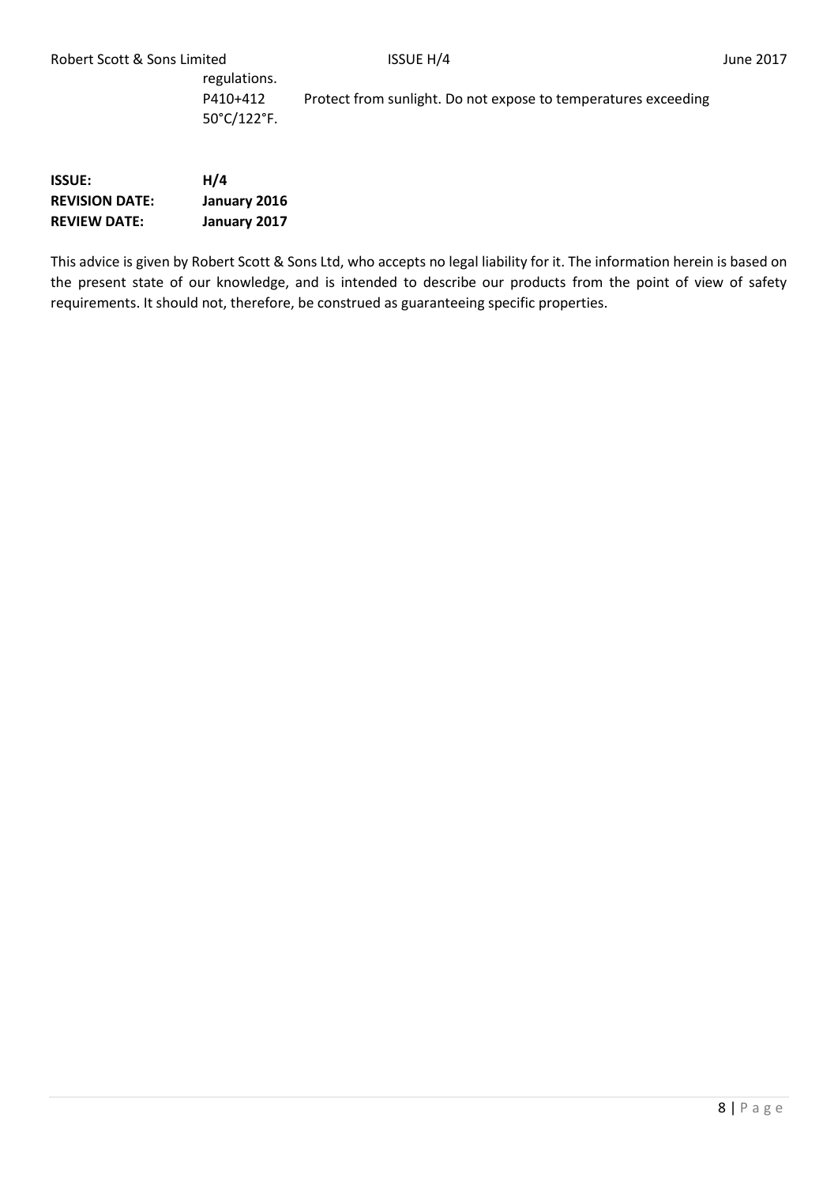regulations.

P410+412 Protect from sunlight. Do not expose to temperatures exceeding 50°C/122°F.

| | |
|---|---|
| **ISSUE:** | **H/4** |
| **REVISION DATE:** | **January 2016** |
| **REVIEW DATE:** | **January 2017** |

This advice is given by Robert Scott & Sons Ltd, who accepts no legal liability for it. The information herein is based on the present state of our knowledge, and is intended to describe our products from the point of view of safety requirements. It should not, therefore, be construed as guaranteeing specific properties.